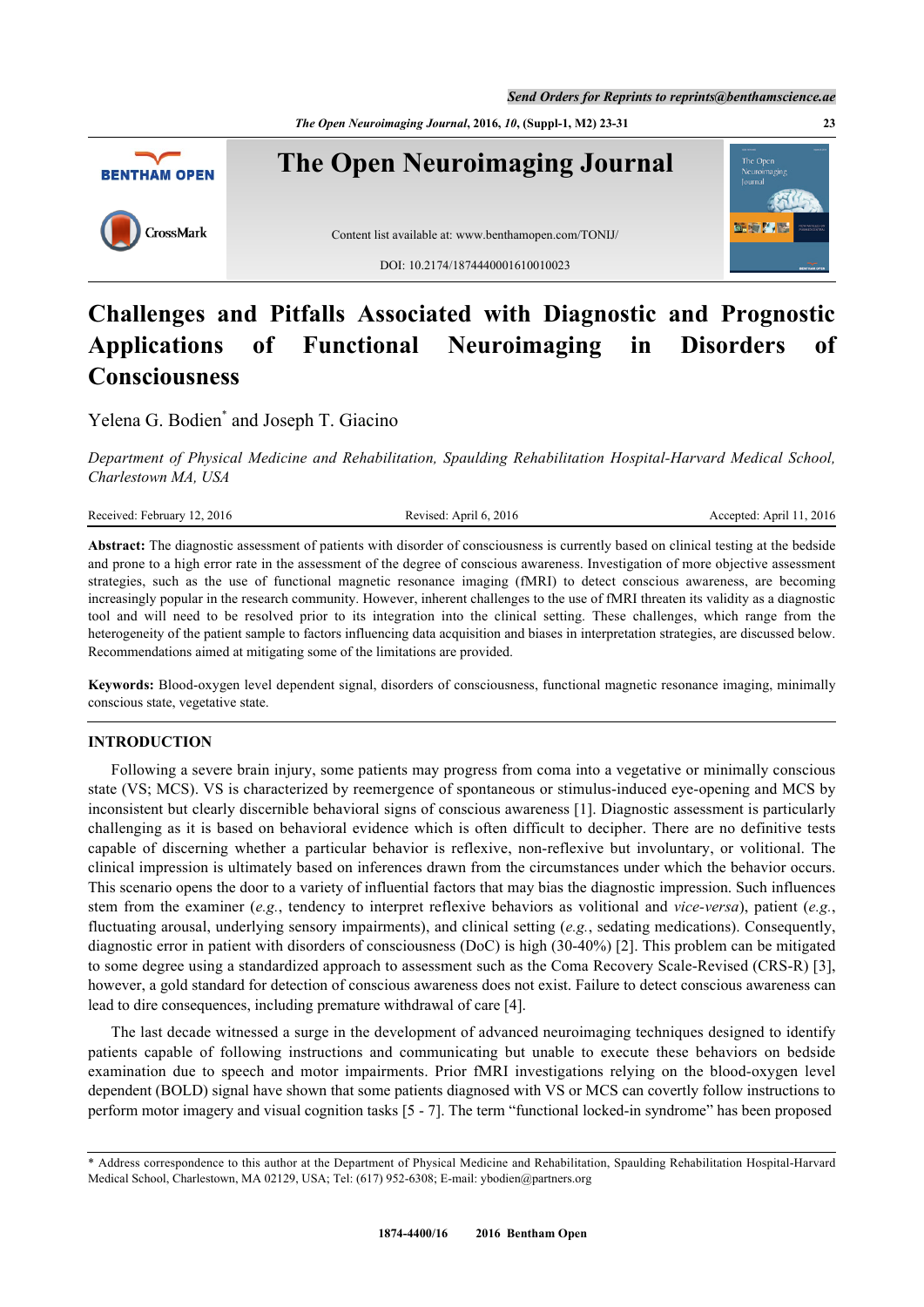# Challenges and Pitfalls Associated with Diagnostic and Prognostic Applications of Functional Neuroimaging in Disorders of Consciousness

Yelena G. Bodien[*] and Joseph T. Giacino

*Department of Physical Medicine and Rehabilitation, Spaulding Rehabilitation Hospital-Harvard Medical School, Charlestown MA, USA*

Received: February 12, 2016 Revised: April 6, 2016 Accepted: April 11, 2016

**Abstract:** The diagnostic assessment of patients with disorder of consciousness is currently based on clinical testing at the bedside and prone to a high error rate in the assessment of the degree of conscious awareness. Investigation of more objective assessment strategies, such as the use of functional magnetic resonance imaging (fMRI) to detect conscious awareness, are becoming increasingly popular in the research community. However, inherent challenges to the use of fMRI threaten its validity as a diagnostic tool and will need to be resolved prior to its integration into the clinical setting. These challenges, which range from the heterogeneity of the patient sample to factors influencing data acquisition and biases in interpretation strategies, are discussed below. Recommendations aimed at mitigating some of the limitations are provided.

**Keywords:** Blood-oxygen level dependent signal, disorders of consciousness, functional magnetic resonance imaging, minimally conscious state, vegetative state.

## INTRODUCTION

Following a severe brain injury, some patients may progress from coma into a vegetative or minimally conscious state (VS; MCS). VS is characterized by reemergence of spontaneous or stimulus-induced eye-opening and MCS by inconsistent but clearly discernible behavioral signs of conscious awareness [1]. Diagnostic assessment is particularly challenging as it is based on behavioral evidence which is often difficult to decipher. There are no definitive tests capable of discerning whether a particular behavior is reflexive, non-reflexive but involuntary, or volitional. The clinical impression is ultimately based on inferences drawn from the circumstances under which the behavior occurs. This scenario opens the door to a variety of influential factors that may bias the diagnostic impression. Such influences stem from the examiner (*e.g.*, tendency to interpret reflexive behaviors as volitional and *vice-versa*), patient (*e.g.*, fluctuating arousal, underlying sensory impairments), and clinical setting (*e.g.*, sedating medications). Consequently, diagnostic error in patient with disorders of consciousness (DoC) is high (30-40%) [2]. This problem can be mitigated to some degree using a standardized approach to assessment such as the Coma Recovery Scale-Revised (CRS-R) [3], however, a gold standard for detection of conscious awareness does not exist. Failure to detect conscious awareness can lead to dire consequences, including premature withdrawal of care [4].

The last decade witnessed a surge in the development of advanced neuroimaging techniques designed to identify patients capable of following instructions and communicating but unable to execute these behaviors on bedside examination due to speech and motor impairments. Prior fMRI investigations relying on the blood-oxygen level dependent (BOLD) signal have shown that some patients diagnosed with VS or MCS can covertly follow instructions to perform motor imagery and visual cognition tasks [5 - 7]. The term "functional locked-in syndrome" has been proposed

[*] Address correspondence to this author at the Department of Physical Medicine and Rehabilitation, Spaulding Rehabilitation Hospital-Harvard Medical School, Charlestown, MA 02129, USA; Tel: (617) 952-6308; E-mail: ybodien@partners.org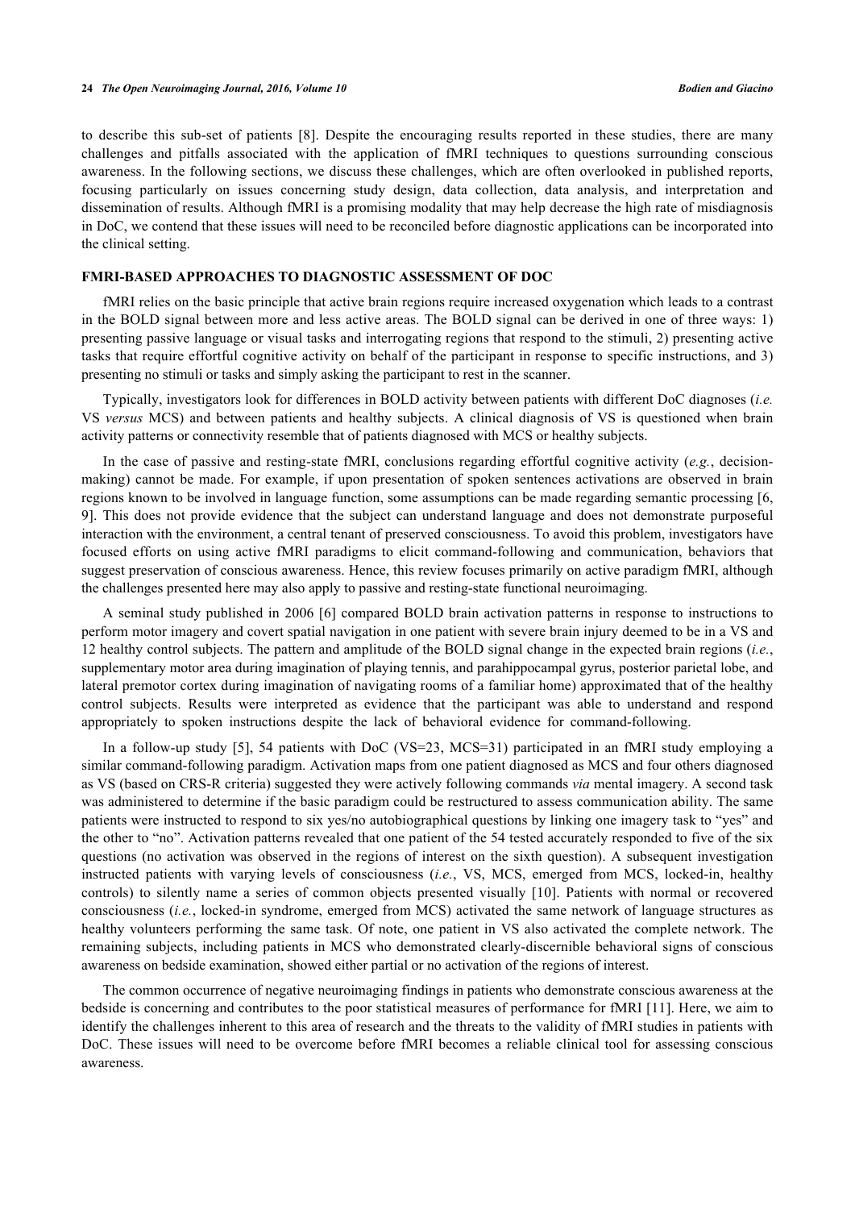to describe this sub-set of patients [8]. Despite the encouraging results reported in these studies, there are many challenges and pitfalls associated with the application of fMRI techniques to questions surrounding conscious awareness. In the following sections, we discuss these challenges, which are often overlooked in published reports, focusing particularly on issues concerning study design, data collection, data analysis, and interpretation and dissemination of results. Although fMRI is a promising modality that may help decrease the high rate of misdiagnosis in DoC, we contend that these issues will need to be reconciled before diagnostic applications can be incorporated into the clinical setting.

## FMRI-BASED APPROACHES TO DIAGNOSTIC ASSESSMENT OF DOC

fMRI relies on the basic principle that active brain regions require increased oxygenation which leads to a contrast in the BOLD signal between more and less active areas. The BOLD signal can be derived in one of three ways: 1) presenting passive language or visual tasks and interrogating regions that respond to the stimuli, 2) presenting active tasks that require effortful cognitive activity on behalf of the participant in response to specific instructions, and 3) presenting no stimuli or tasks and simply asking the participant to rest in the scanner.

Typically, investigators look for differences in BOLD activity between patients with different DoC diagnoses (*i.e.* VS *versus* MCS) and between patients and healthy subjects. A clinical diagnosis of VS is questioned when brain activity patterns or connectivity resemble that of patients diagnosed with MCS or healthy subjects.

In the case of passive and resting-state fMRI, conclusions regarding effortful cognitive activity (*e.g.*, decision-making) cannot be made. For example, if upon presentation of spoken sentences activations are observed in brain regions known to be involved in language function, some assumptions can be made regarding semantic processing [6, 9]. This does not provide evidence that the subject can understand language and does not demonstrate purposeful interaction with the environment, a central tenant of preserved consciousness. To avoid this problem, investigators have focused efforts on using active fMRI paradigms to elicit command-following and communication, behaviors that suggest preservation of conscious awareness. Hence, this review focuses primarily on active paradigm fMRI, although the challenges presented here may also apply to passive and resting-state functional neuroimaging.

A seminal study published in 2006 [6] compared BOLD brain activation patterns in response to instructions to perform motor imagery and covert spatial navigation in one patient with severe brain injury deemed to be in a VS and 12 healthy control subjects. The pattern and amplitude of the BOLD signal change in the expected brain regions (*i.e.*, supplementary motor area during imagination of playing tennis, and parahippocampal gyrus, posterior parietal lobe, and lateral premotor cortex during imagination of navigating rooms of a familiar home) approximated that of the healthy control subjects. Results were interpreted as evidence that the participant was able to understand and respond appropriately to spoken instructions despite the lack of behavioral evidence for command-following.

In a follow-up study [5], 54 patients with DoC (VS=23, MCS=31) participated in an fMRI study employing a similar command-following paradigm. Activation maps from one patient diagnosed as MCS and four others diagnosed as VS (based on CRS-R criteria) suggested they were actively following commands *via* mental imagery. A second task was administered to determine if the basic paradigm could be restructured to assess communication ability. The same patients were instructed to respond to six yes/no autobiographical questions by linking one imagery task to "yes" and the other to "no". Activation patterns revealed that one patient of the 54 tested accurately responded to five of the six questions (no activation was observed in the regions of interest on the sixth question). A subsequent investigation instructed patients with varying levels of consciousness (*i.e.*, VS, MCS, emerged from MCS, locked-in, healthy controls) to silently name a series of common objects presented visually [10]. Patients with normal or recovered consciousness (*i.e.*, locked-in syndrome, emerged from MCS) activated the same network of language structures as healthy volunteers performing the same task. Of note, one patient in VS also activated the complete network. The remaining subjects, including patients in MCS who demonstrated clearly-discernible behavioral signs of conscious awareness on bedside examination, showed either partial or no activation of the regions of interest.

The common occurrence of negative neuroimaging findings in patients who demonstrate conscious awareness at the bedside is concerning and contributes to the poor statistical measures of performance for fMRI [11]. Here, we aim to identify the challenges inherent to this area of research and the threats to the validity of fMRI studies in patients with DoC. These issues will need to be overcome before fMRI becomes a reliable clinical tool for assessing conscious awareness.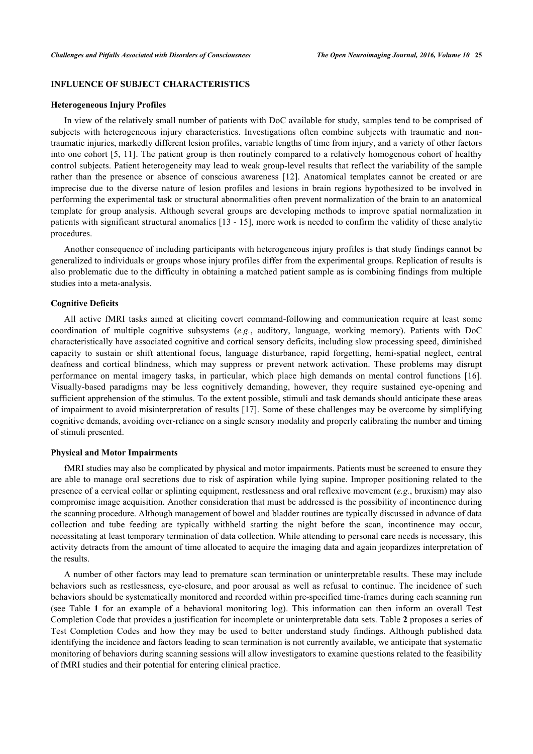## INFLUENCE OF SUBJECT CHARACTERISTICS

### Heterogeneous Injury Profiles

In view of the relatively small number of patients with DoC available for study, samples tend to be comprised of subjects with heterogeneous injury characteristics. Investigations often combine subjects with traumatic and non-traumatic injuries, markedly different lesion profiles, variable lengths of time from injury, and a variety of other factors into one cohort [5, 11]. The patient group is then routinely compared to a relatively homogenous cohort of healthy control subjects. Patient heterogeneity may lead to weak group-level results that reflect the variability of the sample rather than the presence or absence of conscious awareness [12]. Anatomical templates cannot be created or are imprecise due to the diverse nature of lesion profiles and lesions in brain regions hypothesized to be involved in performing the experimental task or structural abnormalities often prevent normalization of the brain to an anatomical template for group analysis. Although several groups are developing methods to improve spatial normalization in patients with significant structural anomalies [13 - 15], more work is needed to confirm the validity of these analytic procedures.

Another consequence of including participants with heterogeneous injury profiles is that study findings cannot be generalized to individuals or groups whose injury profiles differ from the experimental groups. Replication of results is also problematic due to the difficulty in obtaining a matched patient sample as is combining findings from multiple studies into a meta-analysis.

### Cognitive Deficits

All active fMRI tasks aimed at eliciting covert command-following and communication require at least some coordination of multiple cognitive subsystems (*e.g.*, auditory, language, working memory). Patients with DoC characteristically have associated cognitive and cortical sensory deficits, including slow processing speed, diminished capacity to sustain or shift attentional focus, language disturbance, rapid forgetting, hemi-spatial neglect, central deafness and cortical blindness, which may suppress or prevent network activation. These problems may disrupt performance on mental imagery tasks, in particular, which place high demands on mental control functions [16]. Visually-based paradigms may be less cognitively demanding, however, they require sustained eye-opening and sufficient apprehension of the stimulus. To the extent possible, stimuli and task demands should anticipate these areas of impairment to avoid misinterpretation of results [17]. Some of these challenges may be overcome by simplifying cognitive demands, avoiding over-reliance on a single sensory modality and properly calibrating the number and timing of stimuli presented.

### Physical and Motor Impairments

fMRI studies may also be complicated by physical and motor impairments. Patients must be screened to ensure they are able to manage oral secretions due to risk of aspiration while lying supine. Improper positioning related to the presence of a cervical collar or splinting equipment, restlessness and oral reflexive movement (*e.g.*, bruxism) may also compromise image acquisition. Another consideration that must be addressed is the possibility of incontinence during the scanning procedure. Although management of bowel and bladder routines are typically discussed in advance of data collection and tube feeding are typically withheld starting the night before the scan, incontinence may occur, necessitating at least temporary termination of data collection. While attending to personal care needs is necessary, this activity detracts from the amount of time allocated to acquire the imaging data and again jeopardizes interpretation of the results.

A number of other factors may lead to premature scan termination or uninterpretable results. These may include behaviors such as restlessness, eye-closure, and poor arousal as well as refusal to continue. The incidence of such behaviors should be systematically monitored and recorded within pre-specified time-frames during each scanning run (see Table **1** for an example of a behavioral monitoring log). This information can then inform an overall Test Completion Code that provides a justification for incomplete or uninterpretable data sets. Table **2** proposes a series of Test Completion Codes and how they may be used to better understand study findings. Although published data identifying the incidence and factors leading to scan termination is not currently available, we anticipate that systematic monitoring of behaviors during scanning sessions will allow investigators to examine questions related to the feasibility of fMRI studies and their potential for entering clinical practice.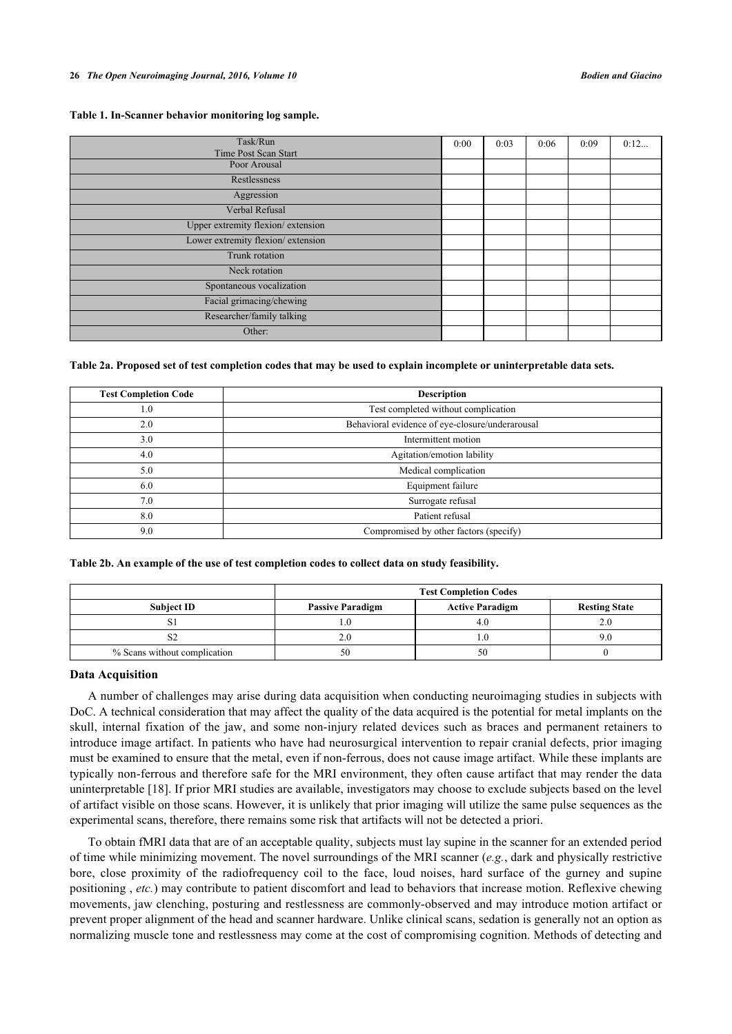**Table 1. In-Scanner behavior monitoring log sample.**

| Task/Run<br>Time Post Scan Start | 0:00 | 0:03 | 0:06 | 0:09 | 0:12... |
|---|---|---|---|---|---|
| Poor Arousal | | | | | |
| Restlessness | | | | | |
| Aggression | | | | | |
| Verbal Refusal | | | | | |
| Upper extremity flexion/ extension | | | | | |
| Lower extremity flexion/ extension | | | | | |
| Trunk rotation | | | | | |
| Neck rotation | | | | | |
| Spontaneous vocalization | | | | | |
| Facial grimacing/chewing | | | | | |
| Researcher/family talking | | | | | |
| Other: | | | | | |

**Table 2a. Proposed set of test completion codes that may be used to explain incomplete or uninterpretable data sets.**

| Test Completion Code | Description |
|---|---|
| 1.0 | Test completed without complication |
| 2.0 | Behavioral evidence of eye-closure/underarousal |
| 3.0 | Intermittent motion |
| 4.0 | Agitation/emotion lability |
| 5.0 | Medical complication |
| 6.0 | Equipment failure |
| 7.0 | Surrogate refusal |
| 8.0 | Patient refusal |
| 9.0 | Compromised by other factors (specify) |

**Table 2b. An example of the use of test completion codes to collect data on study feasibility.**

| | Test Completion Codes | | |
|---|---|---|---|
| **Subject ID** | **Passive Paradigm** | **Active Paradigm** | **Resting State** |
| S1 | 1.0 | 4.0 | 2.0 |
| S2 | 2.0 | 1.0 | 9.0 |
| % Scans without complication | 50 | 50 | 0 |

### Data Acquisition

A number of challenges may arise during data acquisition when conducting neuroimaging studies in subjects with DoC. A technical consideration that may affect the quality of the data acquired is the potential for metal implants on the skull, internal fixation of the jaw, and some non-injury related devices such as braces and permanent retainers to introduce image artifact. In patients who have had neurosurgical intervention to repair cranial defects, prior imaging must be examined to ensure that the metal, even if non-ferrous, does not cause image artifact. While these implants are typically non-ferrous and therefore safe for the MRI environment, they often cause artifact that may render the data uninterpretable [18]. If prior MRI studies are available, investigators may choose to exclude subjects based on the level of artifact visible on those scans. However, it is unlikely that prior imaging will utilize the same pulse sequences as the experimental scans, therefore, there remains some risk that artifacts will not be detected a priori.

To obtain fMRI data that are of an acceptable quality, subjects must lay supine in the scanner for an extended period of time while minimizing movement. The novel surroundings of the MRI scanner (*e.g.*, dark and physically restrictive bore, close proximity of the radiofrequency coil to the face, loud noises, hard surface of the gurney and supine positioning , *etc.*) may contribute to patient discomfort and lead to behaviors that increase motion. Reflexive chewing movements, jaw clenching, posturing and restlessness are commonly-observed and may introduce motion artifact or prevent proper alignment of the head and scanner hardware. Unlike clinical scans, sedation is generally not an option as normalizing muscle tone and restlessness may come at the cost of compromising cognition. Methods of detecting and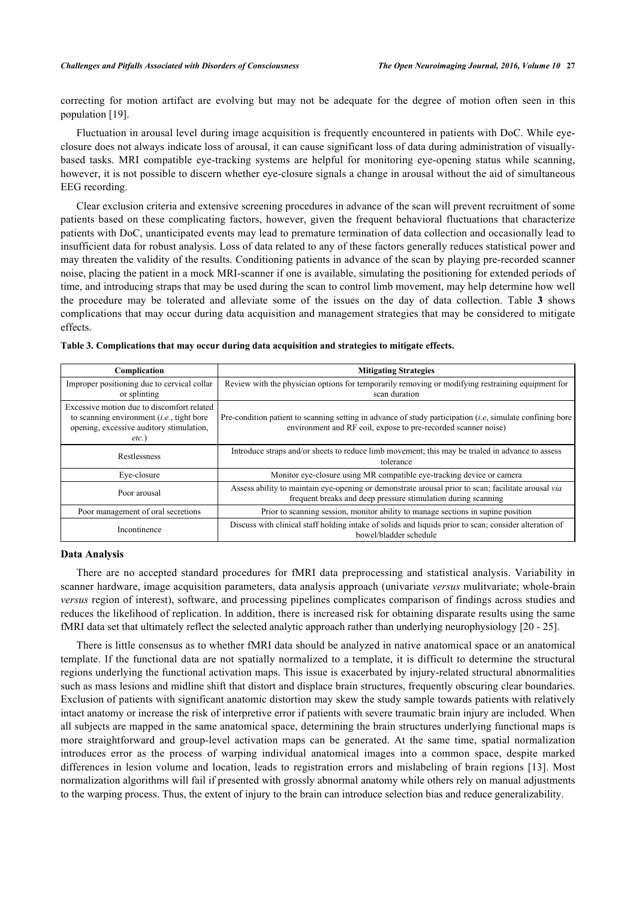correcting for motion artifact are evolving but may not be adequate for the degree of motion often seen in this population [19].

Fluctuation in arousal level during image acquisition is frequently encountered in patients with DoC. While eye-closure does not always indicate loss of arousal, it can cause significant loss of data during administration of visually-based tasks. MRI compatible eye-tracking systems are helpful for monitoring eye-opening status while scanning, however, it is not possible to discern whether eye-closure signals a change in arousal without the aid of simultaneous EEG recording.

Clear exclusion criteria and extensive screening procedures in advance of the scan will prevent recruitment of some patients based on these complicating factors, however, given the frequent behavioral fluctuations that characterize patients with DoC, unanticipated events may lead to premature termination of data collection and occasionally lead to insufficient data for robust analysis. Loss of data related to any of these factors generally reduces statistical power and may threaten the validity of the results. Conditioning patients in advance of the scan by playing pre-recorded scanner noise, placing the patient in a mock MRI-scanner if one is available, simulating the positioning for extended periods of time, and introducing straps that may be used during the scan to control limb movement, may help determine how well the procedure may be tolerated and alleviate some of the issues on the day of data collection. Table **3** shows complications that may occur during data acquisition and management strategies that may be considered to mitigate effects.

**Table 3. Complications that may occur during data acquisition and strategies to mitigate effects.**

| Complication | Mitigating Strategies |
|---|---|
| Improper positioning due to cervical collar or splinting | Review with the physician options for temporarily removing or modifying restraining equipment for scan duration |
| Excessive motion due to discomfort related to scanning environment (*i.e.*, tight bore opening, excessive auditory stimulation, *etc.*) | Pre-condition patient to scanning setting in advance of study participation (*i.e*, simulate confining bore environment and RF coil, expose to pre-recorded scanner noise) |
| Restlessness | Introduce straps and/or sheets to reduce limb movement; this may be trialed in advance to assess tolerance |
| Eye-closure | Monitor eye-closure using MR compatible eye-tracking device or camera |
| Poor arousal | Assess ability to maintain eye-opening or demonstrate arousal prior to scan; facilitate arousal *via* frequent breaks and deep pressure stimulation during scanning |
| Poor management of oral secretions | Prior to scanning session, monitor ability to manage sections in supine position |
| Incontinence | Discuss with clinical staff holding intake of solids and liquids prior to scan; consider alteration of bowel/bladder schedule |

### Data Analysis

There are no accepted standard procedures for fMRI data preprocessing and statistical analysis. Variability in scanner hardware, image acquisition parameters, data analysis approach (univariate *versus* mulitvariate; whole-brain *versus* region of interest), software, and processing pipelines complicates comparison of findings across studies and reduces the likelihood of replication. In addition, there is increased risk for obtaining disparate results using the same fMRI data set that ultimately reflect the selected analytic approach rather than underlying neurophysiology [20 - 25].

There is little consensus as to whether fMRI data should be analyzed in native anatomical space or an anatomical template. If the functional data are not spatially normalized to a template, it is difficult to determine the structural regions underlying the functional activation maps. This issue is exacerbated by injury-related structural abnormalities such as mass lesions and midline shift that distort and displace brain structures, frequently obscuring clear boundaries. Exclusion of patients with significant anatomic distortion may skew the study sample towards patients with relatively intact anatomy or increase the risk of interpretive error if patients with severe traumatic brain injury are included. When all subjects are mapped in the same anatomical space, determining the brain structures underlying functional maps is more straightforward and group-level activation maps can be generated. At the same time, spatial normalization introduces error as the process of warping individual anatomical images into a common space, despite marked differences in lesion volume and location, leads to registration errors and mislabeling of brain regions [13]. Most normalization algorithms will fail if presented with grossly abnormal anatomy while others rely on manual adjustments to the warping process. Thus, the extent of injury to the brain can introduce selection bias and reduce generalizability.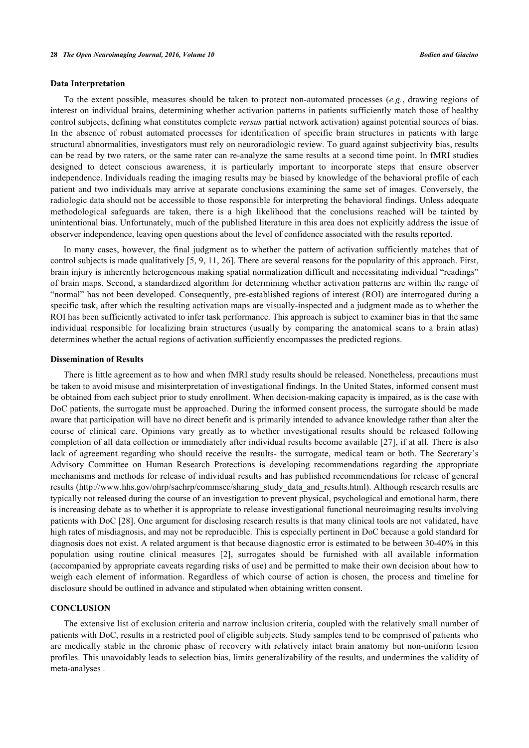### Data Interpretation

To the extent possible, measures should be taken to protect non-automated processes (*e.g.*, drawing regions of interest on individual brains, determining whether activation patterns in patients sufficiently match those of healthy control subjects, defining what constitutes complete *versus* partial network activation) against potential sources of bias. In the absence of robust automated processes for identification of specific brain structures in patients with large structural abnormalities, investigators must rely on neuroradiologic review. To guard against subjectivity bias, results can be read by two raters, or the same rater can re-analyze the same results at a second time point. In fMRI studies designed to detect conscious awareness, it is particularly important to incorporate steps that ensure observer independence. Individuals reading the imaging results may be biased by knowledge of the behavioral profile of each patient and two individuals may arrive at separate conclusions examining the same set of images. Conversely, the radiologic data should not be accessible to those responsible for interpreting the behavioral findings. Unless adequate methodological safeguards are taken, there is a high likelihood that the conclusions reached will be tainted by unintentional bias. Unfortunately, much of the published literature in this area does not explicitly address the issue of observer independence, leaving open questions about the level of confidence associated with the results reported.

In many cases, however, the final judgment as to whether the pattern of activation sufficiently matches that of control subjects is made qualitatively [5, 9, 11, 26]. There are several reasons for the popularity of this approach. First, brain injury is inherently heterogeneous making spatial normalization difficult and necessitating individual "readings" of brain maps. Second, a standardized algorithm for determining whether activation patterns are within the range of "normal" has not been developed. Consequently, pre-established regions of interest (ROI) are interrogated during a specific task, after which the resulting activation maps are visually-inspected and a judgment made as to whether the ROI has been sufficiently activated to infer task performance. This approach is subject to examiner bias in that the same individual responsible for localizing brain structures (usually by comparing the anatomical scans to a brain atlas) determines whether the actual regions of activation sufficiently encompasses the predicted regions.

### Dissemination of Results

There is little agreement as to how and when fMRI study results should be released. Nonetheless, precautions must be taken to avoid misuse and misinterpretation of investigational findings. In the United States, informed consent must be obtained from each subject prior to study enrollment. When decision-making capacity is impaired, as is the case with DoC patients, the surrogate must be approached. During the informed consent process, the surrogate should be made aware that participation will have no direct benefit and is primarily intended to advance knowledge rather than alter the course of clinical care. Opinions vary greatly as to whether investigational results should be released following completion of all data collection or immediately after individual results become available [27], if at all. There is also lack of agreement regarding who should receive the results- the surrogate, medical team or both. The Secretary's Advisory Committee on Human Research Protections is developing recommendations regarding the appropriate mechanisms and methods for release of individual results and has published recommendations for release of general results (http://www.hhs.gov/ohrp/sachrp/commsec/sharing_study_data_and_results.html). Although research results are typically not released during the course of an investigation to prevent physical, psychological and emotional harm, there is increasing debate as to whether it is appropriate to release investigational functional neuroimaging results involving patients with DoC [28]. One argument for disclosing research results is that many clinical tools are not validated, have high rates of misdiagnosis, and may not be reproducible. This is especially pertinent in DoC because a gold standard for diagnosis does not exist. A related argument is that because diagnostic error is estimated to be between 30-40% in this population using routine clinical measures [2], surrogates should be furnished with all available information (accompanied by appropriate caveats regarding risks of use) and be permitted to make their own decision about how to weigh each element of information. Regardless of which course of action is chosen, the process and timeline for disclosure should be outlined in advance and stipulated when obtaining written consent.

## CONCLUSION

The extensive list of exclusion criteria and narrow inclusion criteria, coupled with the relatively small number of patients with DoC, results in a restricted pool of eligible subjects. Study samples tend to be comprised of patients who are medically stable in the chronic phase of recovery with relatively intact brain anatomy but non-uniform lesion profiles. This unavoidably leads to selection bias, limits generalizability of the results, and undermines the validity of meta-analyses .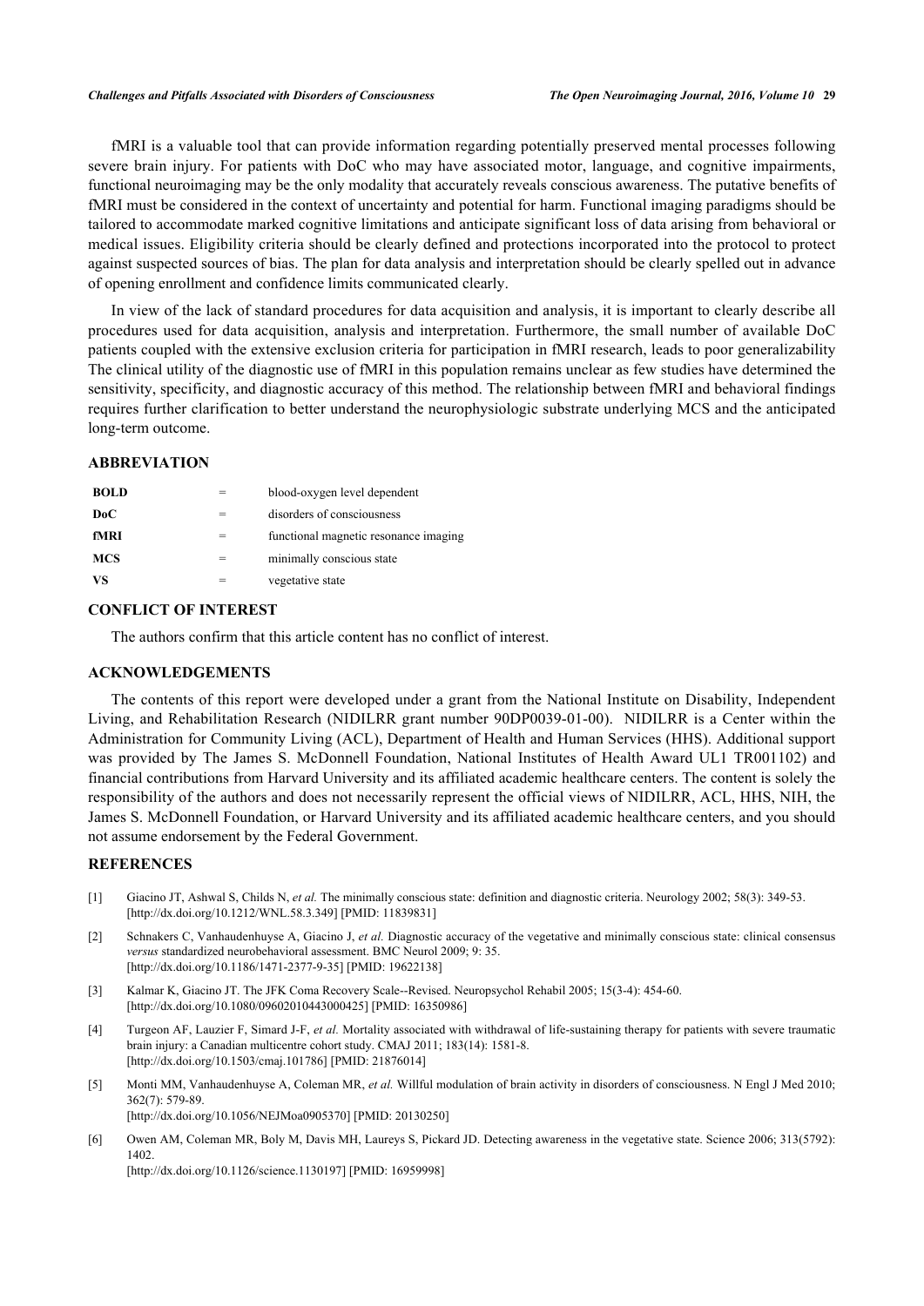fMRI is a valuable tool that can provide information regarding potentially preserved mental processes following severe brain injury. For patients with DoC who may have associated motor, language, and cognitive impairments, functional neuroimaging may be the only modality that accurately reveals conscious awareness. The putative benefits of fMRI must be considered in the context of uncertainty and potential for harm. Functional imaging paradigms should be tailored to accommodate marked cognitive limitations and anticipate significant loss of data arising from behavioral or medical issues. Eligibility criteria should be clearly defined and protections incorporated into the protocol to protect against suspected sources of bias. The plan for data analysis and interpretation should be clearly spelled out in advance of opening enrollment and confidence limits communicated clearly.

In view of the lack of standard procedures for data acquisition and analysis, it is important to clearly describe all procedures used for data acquisition, analysis and interpretation. Furthermore, the small number of available DoC patients coupled with the extensive exclusion criteria for participation in fMRI research, leads to poor generalizability The clinical utility of the diagnostic use of fMRI in this population remains unclear as few studies have determined the sensitivity, specificity, and diagnostic accuracy of this method. The relationship between fMRI and behavioral findings requires further clarification to better understand the neurophysiologic substrate underlying MCS and the anticipated long-term outcome.

## ABBREVIATION

| | | |
|---|---|---|
| **BOLD** | = | blood-oxygen level dependent |
| **DoC** | = | disorders of consciousness |
| **fMRI** | = | functional magnetic resonance imaging |
| **MCS** | = | minimally conscious state |
| **VS** | = | vegetative state |

## CONFLICT OF INTEREST

The authors confirm that this article content has no conflict of interest.

## ACKNOWLEDGEMENTS

The contents of this report were developed under a grant from the National Institute on Disability, Independent Living, and Rehabilitation Research (NIDILRR grant number 90DP0039-01-00). NIDILRR is a Center within the Administration for Community Living (ACL), Department of Health and Human Services (HHS). Additional support was provided by The James S. McDonnell Foundation, National Institutes of Health Award UL1 TR001102) and financial contributions from Harvard University and its affiliated academic healthcare centers. The content is solely the responsibility of the authors and does not necessarily represent the official views of NIDILRR, ACL, HHS, NIH, the James S. McDonnell Foundation, or Harvard University and its affiliated academic healthcare centers, and you should not assume endorsement by the Federal Government.

## REFERENCES

[1] Giacino JT, Ashwal S, Childs N, *et al.* The minimally conscious state: definition and diagnostic criteria. Neurology 2002; 58(3): 349-53. [http://dx.doi.org/10.1212/WNL.58.3.349] [PMID: 11839831]

[2] Schnakers C, Vanhaudenhuyse A, Giacino J, *et al.* Diagnostic accuracy of the vegetative and minimally conscious state: clinical consensus *versus* standardized neurobehavioral assessment. BMC Neurol 2009; 9: 35. [http://dx.doi.org/10.1186/1471-2377-9-35] [PMID: 19622138]

[3] Kalmar K, Giacino JT. The JFK Coma Recovery Scale--Revised. Neuropsychol Rehabil 2005; 15(3-4): 454-60. [http://dx.doi.org/10.1080/09602010443000425] [PMID: 16350986]

[4] Turgeon AF, Lauzier F, Simard J-F, *et al.* Mortality associated with withdrawal of life-sustaining therapy for patients with severe traumatic brain injury: a Canadian multicentre cohort study. CMAJ 2011; 183(14): 1581-8. [http://dx.doi.org/10.1503/cmaj.101786] [PMID: 21876014]

[5] Monti MM, Vanhaudenhuyse A, Coleman MR, *et al.* Willful modulation of brain activity in disorders of consciousness. N Engl J Med 2010; 362(7): 579-89. [http://dx.doi.org/10.1056/NEJMoa0905370] [PMID: 20130250]

[6] Owen AM, Coleman MR, Boly M, Davis MH, Laureys S, Pickard JD. Detecting awareness in the vegetative state. Science 2006; 313(5792): 1402. [http://dx.doi.org/10.1126/science.1130197] [PMID: 16959998]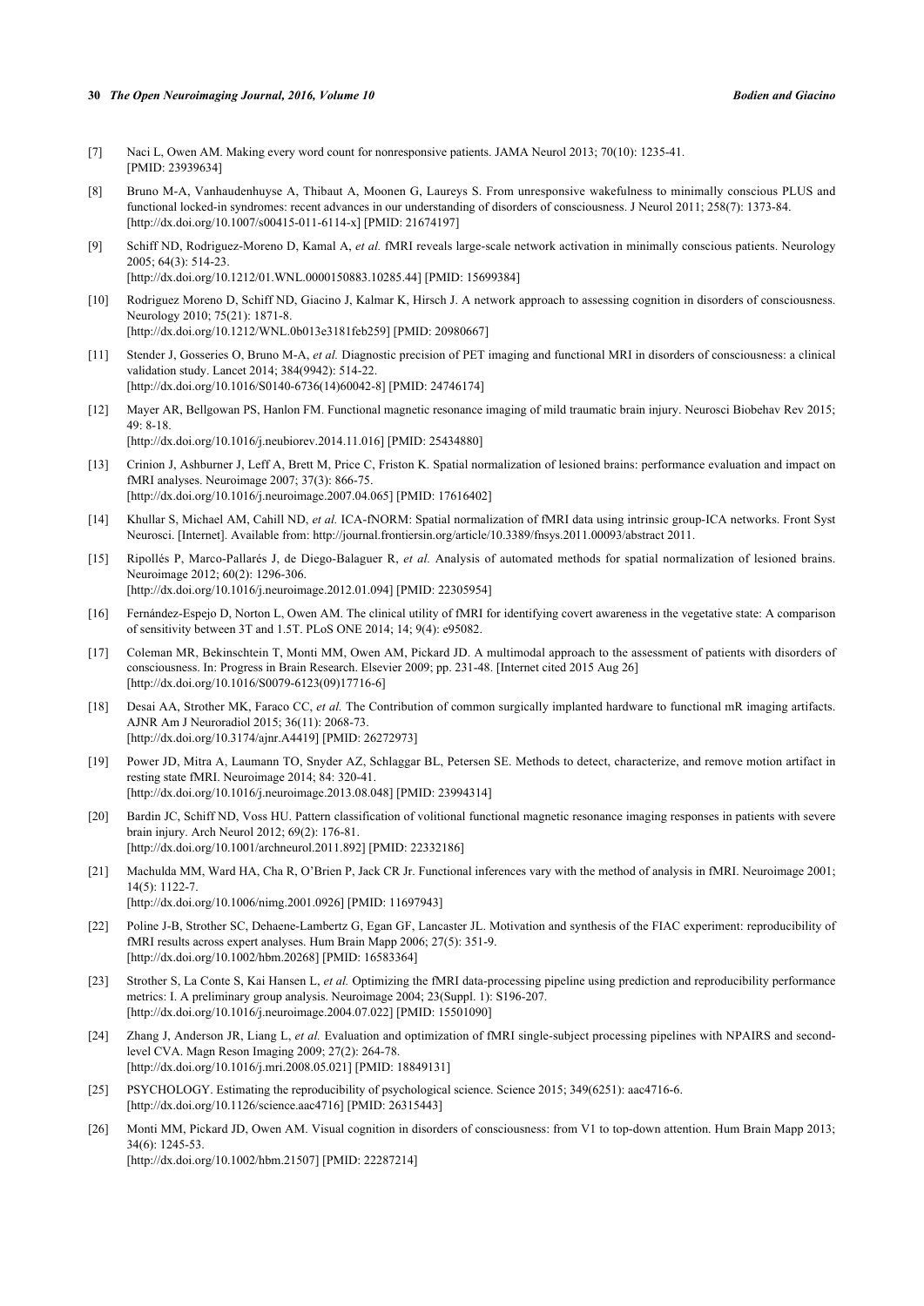[7] Naci L, Owen AM. Making every word count for nonresponsive patients. JAMA Neurol 2013; 70(10): 1235-41. [PMID: 23939634]

[8] Bruno M-A, Vanhaudenhuyse A, Thibaut A, Moonen G, Laureys S. From unresponsive wakefulness to minimally conscious PLUS and functional locked-in syndromes: recent advances in our understanding of disorders of consciousness. J Neurol 2011; 258(7): 1373-84. [http://dx.doi.org/10.1007/s00415-011-6114-x] [PMID: 21674197]

[9] Schiff ND, Rodriguez-Moreno D, Kamal A, *et al.* fMRI reveals large-scale network activation in minimally conscious patients. Neurology 2005; 64(3): 514-23. [http://dx.doi.org/10.1212/01.WNL.0000150883.10285.44] [PMID: 15699384]

[10] Rodriguez Moreno D, Schiff ND, Giacino J, Kalmar K, Hirsch J. A network approach to assessing cognition in disorders of consciousness. Neurology 2010; 75(21): 1871-8. [http://dx.doi.org/10.1212/WNL.0b013e3181feb259] [PMID: 20980667]

[11] Stender J, Gosseries O, Bruno M-A, *et al.* Diagnostic precision of PET imaging and functional MRI in disorders of consciousness: a clinical validation study. Lancet 2014; 384(9942): 514-22. [http://dx.doi.org/10.1016/S0140-6736(14)60042-8] [PMID: 24746174]

[12] Mayer AR, Bellgowan PS, Hanlon FM. Functional magnetic resonance imaging of mild traumatic brain injury. Neurosci Biobehav Rev 2015; 49: 8-18. [http://dx.doi.org/10.1016/j.neubiorev.2014.11.016] [PMID: 25434880]

[13] Crinion J, Ashburner J, Leff A, Brett M, Price C, Friston K. Spatial normalization of lesioned brains: performance evaluation and impact on fMRI analyses. Neuroimage 2007; 37(3): 866-75. [http://dx.doi.org/10.1016/j.neuroimage.2007.04.065] [PMID: 17616402]

[14] Khullar S, Michael AM, Cahill ND, *et al.* ICA-fNORM: Spatial normalization of fMRI data using intrinsic group-ICA networks. Front Syst Neurosci. [Internet]. Available from: http://journal.frontiersin.org/article/10.3389/fnsys.2011.00093/abstract 2011.

[15] Ripollés P, Marco-Pallarés J, de Diego-Balaguer R, *et al.* Analysis of automated methods for spatial normalization of lesioned brains. Neuroimage 2012; 60(2): 1296-306. [http://dx.doi.org/10.1016/j.neuroimage.2012.01.094] [PMID: 22305954]

[16] Fernández-Espejo D, Norton L, Owen AM. The clinical utility of fMRI for identifying covert awareness in the vegetative state: A comparison of sensitivity between 3T and 1.5T. PLoS ONE 2014; 14; 9(4): e95082.

[17] Coleman MR, Bekinschtein T, Monti MM, Owen AM, Pickard JD. A multimodal approach to the assessment of patients with disorders of consciousness. In: Progress in Brain Research. Elsevier 2009; pp. 231-48. [Internet cited 2015 Aug 26] [http://dx.doi.org/10.1016/S0079-6123(09)17716-6]

[18] Desai AA, Strother MK, Faraco CC, *et al.* The Contribution of common surgically implanted hardware to functional mR imaging artifacts. AJNR Am J Neuroradiol 2015; 36(11): 2068-73. [http://dx.doi.org/10.3174/ajnr.A4419] [PMID: 26272973]

[19] Power JD, Mitra A, Laumann TO, Snyder AZ, Schlaggar BL, Petersen SE. Methods to detect, characterize, and remove motion artifact in resting state fMRI. Neuroimage 2014; 84: 320-41. [http://dx.doi.org/10.1016/j.neuroimage.2013.08.048] [PMID: 23994314]

[20] Bardin JC, Schiff ND, Voss HU. Pattern classification of volitional functional magnetic resonance imaging responses in patients with severe brain injury. Arch Neurol 2012; 69(2): 176-81. [http://dx.doi.org/10.1001/archneurol.2011.892] [PMID: 22332186]

[21] Machulda MM, Ward HA, Cha R, O'Brien P, Jack CR Jr. Functional inferences vary with the method of analysis in fMRI. Neuroimage 2001; 14(5): 1122-7. [http://dx.doi.org/10.1006/nimg.2001.0926] [PMID: 11697943]

[22] Poline J-B, Strother SC, Dehaene-Lambertz G, Egan GF, Lancaster JL. Motivation and synthesis of the FIAC experiment: reproducibility of fMRI results across expert analyses. Hum Brain Mapp 2006; 27(5): 351-9. [http://dx.doi.org/10.1002/hbm.20268] [PMID: 16583364]

[23] Strother S, La Conte S, Kai Hansen L, *et al.* Optimizing the fMRI data-processing pipeline using prediction and reproducibility performance metrics: I. A preliminary group analysis. Neuroimage 2004; 23(Suppl. 1): S196-207. [http://dx.doi.org/10.1016/j.neuroimage.2004.07.022] [PMID: 15501090]

[24] Zhang J, Anderson JR, Liang L, *et al.* Evaluation and optimization of fMRI single-subject processing pipelines with NPAIRS and second-level CVA. Magn Reson Imaging 2009; 27(2): 264-78. [http://dx.doi.org/10.1016/j.mri.2008.05.021] [PMID: 18849131]

[25] PSYCHOLOGY. Estimating the reproducibility of psychological science. Science 2015; 349(6251): aac4716-6. [http://dx.doi.org/10.1126/science.aac4716] [PMID: 26315443]

[26] Monti MM, Pickard JD, Owen AM. Visual cognition in disorders of consciousness: from V1 to top-down attention. Hum Brain Mapp 2013; 34(6): 1245-53. [http://dx.doi.org/10.1002/hbm.21507] [PMID: 22287214]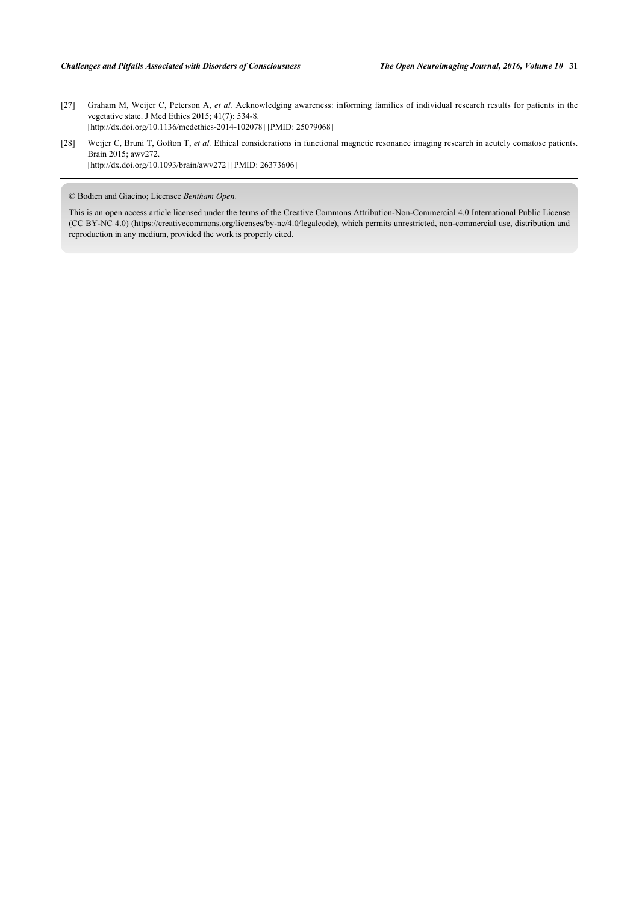[27] Graham M, Weijer C, Peterson A, *et al.* Acknowledging awareness: informing families of individual research results for patients in the vegetative state. J Med Ethics 2015; 41(7): 534-8.
[http://dx.doi.org/10.1136/medethics-2014-102078] [PMID: 25079068]

[28] Weijer C, Bruni T, Gofton T, *et al.* Ethical considerations in functional magnetic resonance imaging research in acutely comatose patients. Brain 2015; awv272.
[http://dx.doi.org/10.1093/brain/awv272] [PMID: 26373606]

---

© Bodien and Giacino; Licensee *Bentham Open.*

This is an open access article licensed under the terms of the Creative Commons Attribution-Non-Commercial 4.0 International Public License (CC BY-NC 4.0) (https://creativecommons.org/licenses/by-nc/4.0/legalcode), which permits unrestricted, non-commercial use, distribution and reproduction in any medium, provided the work is properly cited.